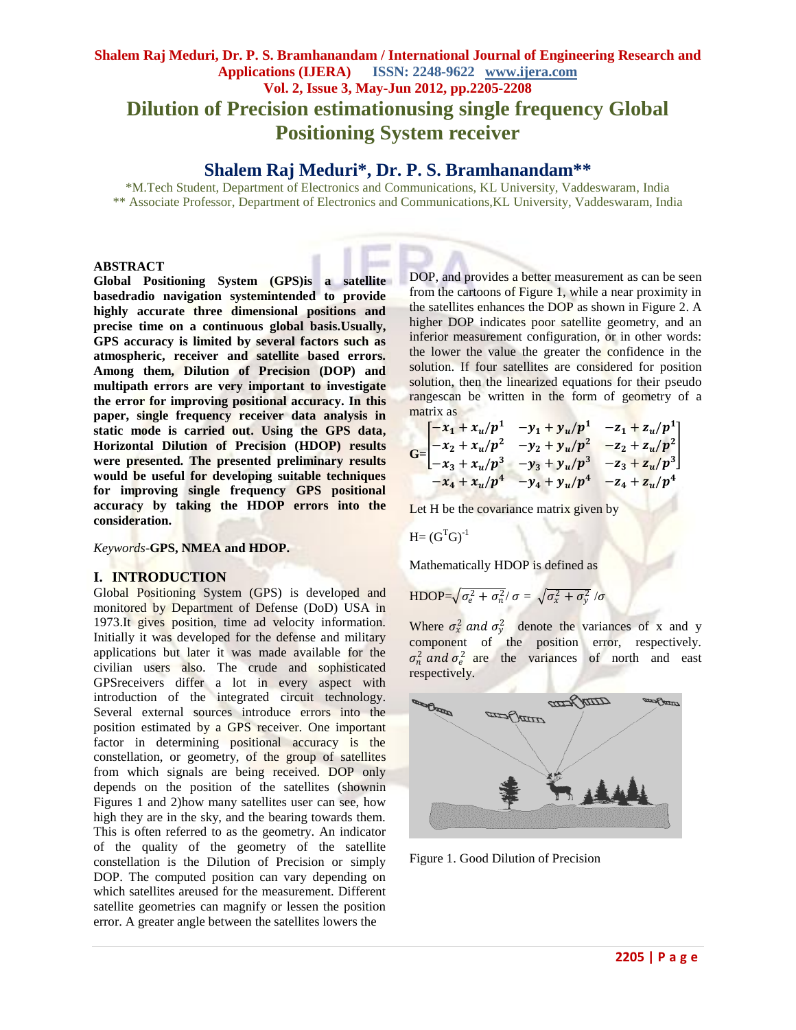# Dilution of Precision estimationusing single frequency Global Positioning System receiver

## Shalem Raj Meduri*, Dr. P. S. Bramhanandam**

*M.Tech Student, Department of Electronics and Communications, KL University, Vaddeswaram, India
** Associate Professor, Department of Electronics and Communications,KL University, Vaddeswaram, India

### ABSTRACT

**Global Positioning System (GPS)is a satellite basedradio navigation systemintended to provide highly accurate three dimensional positions and precise time on a continuous global basis.Usually, GPS accuracy is limited by several factors such as atmospheric, receiver and satellite based errors. Among them, Dilution of Precision (DOP) and multipath errors are very important to investigate the error for improving positional accuracy. In this paper, single frequency receiver data analysis in static mode is carried out. Using the GPS data, Horizontal Dilution of Precision (HDOP) results were presented. The presented preliminary results would be useful for developing suitable techniques for improving single frequency GPS positional accuracy by taking the HDOP errors into the consideration.**

*Keywords*-**GPS, NMEA and HDOP.**

## I. INTRODUCTION

Global Positioning System (GPS) is developed and monitored by Department of Defense (DoD) USA in 1973.It gives position, time ad velocity information. Initially it was developed for the defense and military applications but later it was made available for the civilian users also. The crude and sophisticated GPSreceivers differ a lot in every aspect with introduction of the integrated circuit technology. Several external sources introduce errors into the position estimated by a GPS receiver. One important factor in determining positional accuracy is the constellation, or geometry, of the group of satellites from which signals are being received. DOP only depends on the position of the satellites (shownin Figures 1 and 2)how many satellites user can see, how high they are in the sky, and the bearing towards them. This is often referred to as the geometry. An indicator of the quality of the geometry of the satellite constellation is the Dilution of Precision or simply DOP. The computed position can vary depending on which satellites areused for the measurement. Different satellite geometries can magnify or lessen the position error. A greater angle between the satellites lowers the DOP, and provides a better measurement as can be seen from the cartoons of Figure 1, while a near proximity in the satellites enhances the DOP as shown in Figure 2. A higher DOP indicates poor satellite geometry, and an inferior measurement configuration, or in other words: the lower the value the greater the confidence in the solution. If four satellites are considered for position solution, then the linearized equations for their pseudo rangescan be written in the form of geometry of a matrix as

$$G=\begin{bmatrix} -x_1+x_u/p^1 & -y_1+y_u/p^1 & -z_1+z_u/p^1 \\ -x_2+x_u/p^2 & -y_2+y_u/p^2 & -z_2+z_u/p^2 \\ -x_3+x_u/p^3 & -y_3+y_u/p^3 & -z_3+z_u/p^3 \\ -x_4+x_u/p^4 & -y_4+y_u/p^4 & -z_4+z_u/p^4 \end{bmatrix}$$

Let H be the covariance matrix given by

$$H=(G^TG)^{-1}$$

Mathematically HDOP is defined as

$$HDOP=\sqrt{\sigma_e^2+\sigma_n^2}/\sigma = \sqrt{\sigma_x^2+\sigma_y^2}/\sigma$$

Where $\sigma_x^2$ *and* $\sigma_y^2$ denote the variances of x and y component of the position error, respectively. $\sigma_n^2$ *and* $\sigma_e^2$ are the variances of north and east respectively.

Figure 1. Good Dilution of Precision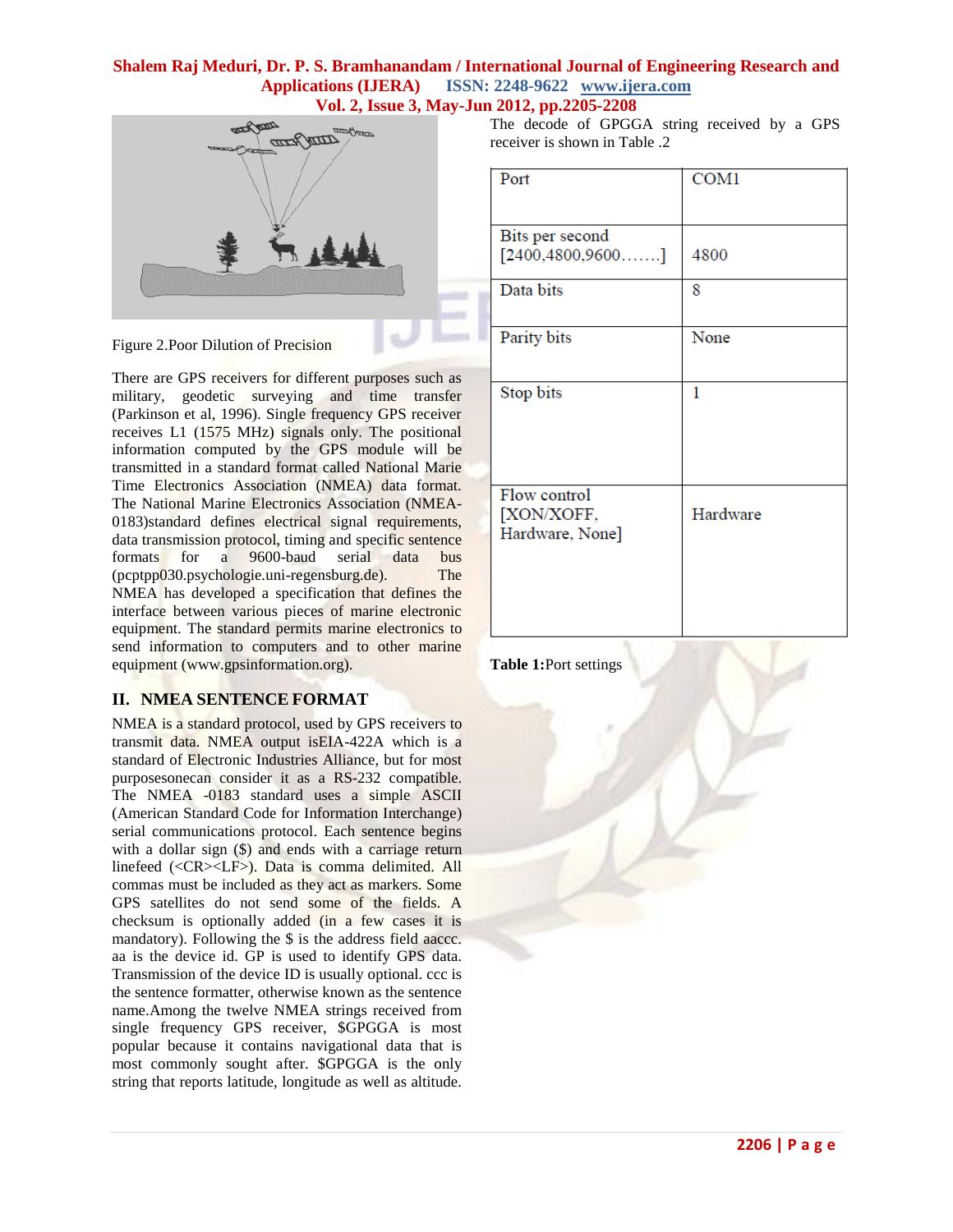Figure 2.Poor Dilution of Precision

There are GPS receivers for different purposes such as military, geodetic surveying and time transfer (Parkinson et al, 1996). Single frequency GPS receiver receives L1 (1575 MHz) signals only. The positional information computed by the GPS module will be transmitted in a standard format called National Marie Time Electronics Association (NMEA) data format. The National Marine Electronics Association (NMEA-0183)standard defines electrical signal requirements, data transmission protocol, timing and specific sentence formats for a 9600-baud serial data bus (pcptpp030.psychologie.uni-regensburg.de). The NMEA has developed a specification that defines the interface between various pieces of marine electronic equipment. The standard permits marine electronics to send information to computers and to other marine equipment (www.gpsinformation.org).

## II. NMEA SENTENCE FORMAT

NMEA is a standard protocol, used by GPS receivers to transmit data. NMEA output isEIA-422A which is a standard of Electronic Industries Alliance, but for most purposesonecan consider it as a RS-232 compatible. The NMEA -0183 standard uses a simple ASCII (American Standard Code for Information Interchange) serial communications protocol. Each sentence begins with a dollar sign ($) and ends with a carriage return linefeed (<CR><LF>). Data is comma delimited. All commas must be included as they act as markers. Some GPS satellites do not send some of the fields. A checksum is optionally added (in a few cases it is mandatory). Following the $ is the address field aaccc. aa is the device id. GP is used to identify GPS data. Transmission of the device ID is usually optional. ccc is the sentence formatter, otherwise known as the sentence name.Among the twelve NMEA strings received from single frequency GPS receiver, $GPGGA is most popular because it contains navigational data that is most commonly sought after. $GPGGA is the only string that reports latitude, longitude as well as altitude.

The decode of GPGGA string received by a GPS receiver is shown in Table .2

| Port | COM1 |
|---|---|
| Bits per second [2400,4800,9600…….] | 4800 |
| Data bits | 8 |
| Parity bits | None |
| Stop bits | 1 |
| Flow control [XON/XOFF, Hardware, None] | Hardware |

**Table 1:**Port settings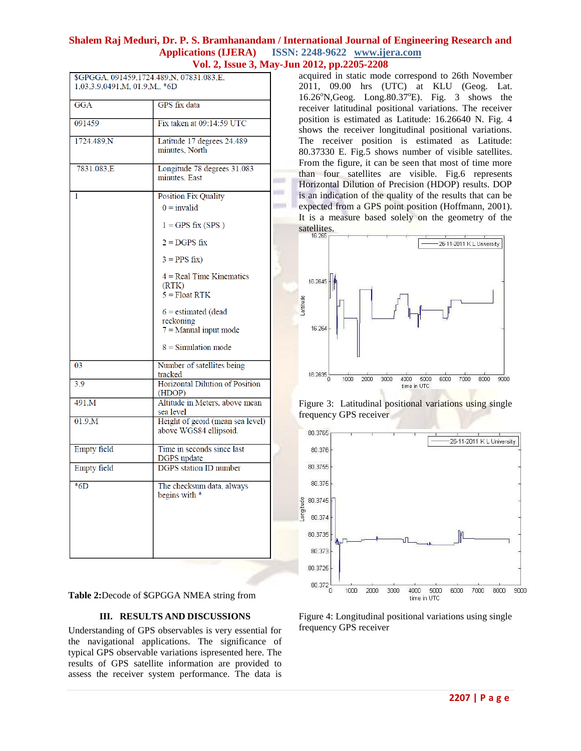| $GPGGA, 091459,1724.489,N, 07831.083,E, 1,03,3.9,0491,M, 01.9,M,, *6D | |
|---|---|
| GGA | GPS fix data |
| 091459 | Fix taken at 09:14:59 UTC |
| 1724.489,N | Latitude 17 degrees 24.489 minutes, North |
| 7831.083,E | Longitude 78 degrees 31.083 minutes, East |
| 1 | Position Fix Quality<br>0 = invalid<br>1 = GPS fix (SPS )<br>2 = DGPS fix<br>3 = PPS fix)<br>4 = Real Time Kinematics (RTK)<br>5 = Float RTK<br>6 = estimated (dead reckoning<br>7 = Manual input mode<br>8 = Simulation mode |
| 03 | Number of satellites being tracked |
| 3.9 | Horizontal Dilution of Position (HDOP) |
| 491,M | Altitude in Meters, above mean sea level |
| 01.9,M | Height of geoid (mean sea level) above WGS84 ellipsoid. |
| Empty field | Time in seconds since last DGPS update |
| Empty field | DGPS station ID number |
| *6D | The checksum data, always begins with * |

**Table 2:**Decode of $GPGGA NMEA string from

## III. RESULTS AND DISCUSSIONS

Understanding of GPS observables is very essential for the navigational applications. The significance of typical GPS observable variations ispresented here. The results of GPS satellite information are provided to assess the receiver system performance. The data is acquired in static mode correspond to 26th November 2011, 09.00 hrs (UTC) at KLU (Geog. Lat. 16.26°N,Geog. Long.80.37°E). Fig. 3 shows the receiver latitudinal positional variations. The receiver position is estimated as Latitude: 16.26640 N. Fig. 4 shows the receiver longitudinal positional variations. The receiver position is estimated as Latitude: 80.37330 E. Fig.5 shows number of visible satellites. From the figure, it can be seen that most of time more than four satellites are visible. Fig.6 represents Horizontal Dilution of Precision (HDOP) results. DOP is an indication of the quality of the results that can be expected from a GPS point position (Hoffmann, 2001). It is a measure based solely on the geometry of the satellites.

Figure 3: Latitudinal positional variations using single frequency GPS receiver

Figure 4: Longitudinal positional variations using single frequency GPS receiver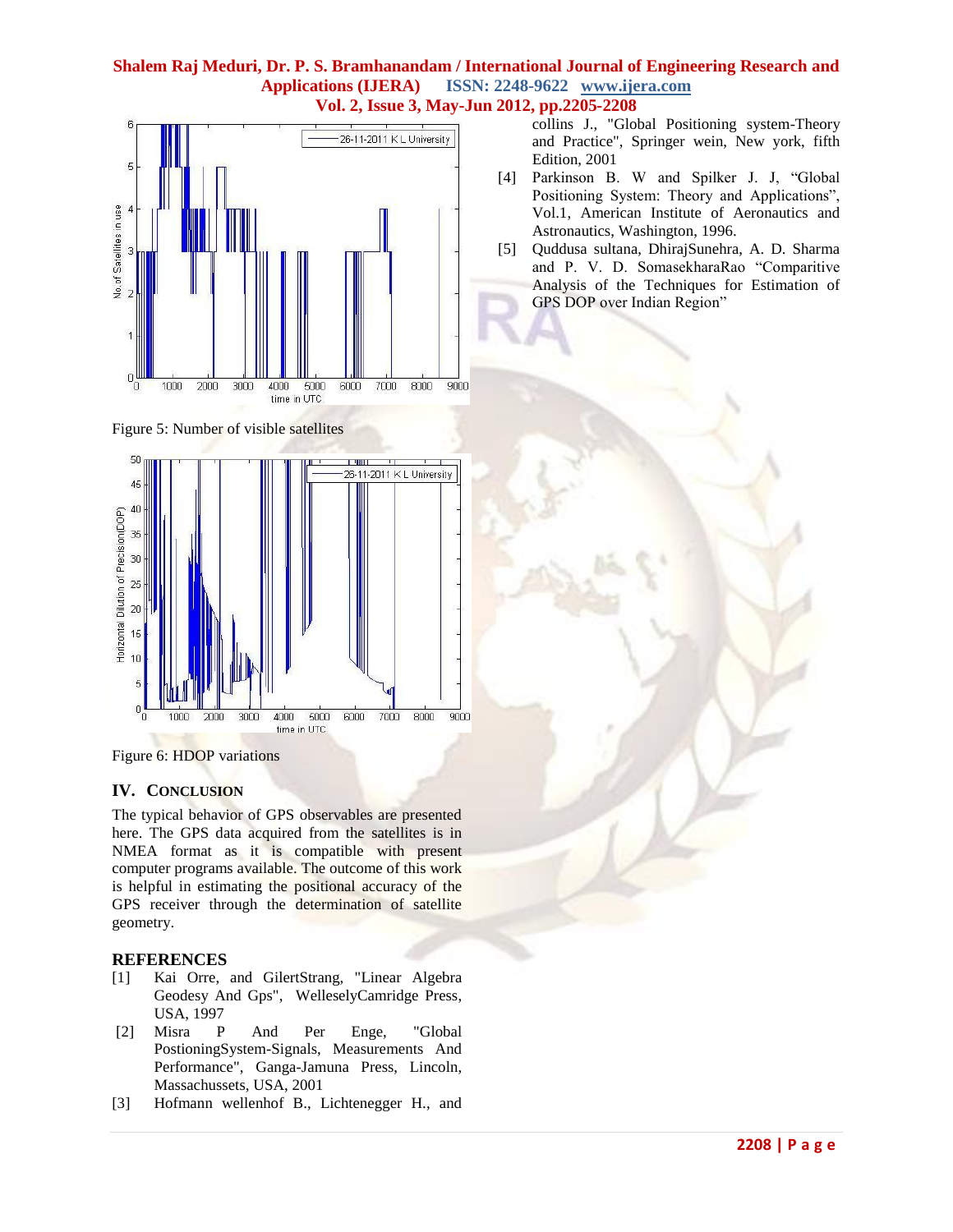6

5

4

3

2

1

0

No.of Satellites in use

26-11-2011 K L University

0 1000 2000 3000 4000 5000 6000 7000 8000 9000

time in UTC

Figure 5: Number of visible satellites

50

45

40

35

30

25

20

15

10

5

0

Horizontal Dilution of Precision(DOP)

26-11-2011 K L University

0 1000 2000 3000 4000 5000 6000 7000 8000 9000

time in UTC

Figure 6: HDOP variations

## IV. CONCLUSION

The typical behavior of GPS observables are presented here. The GPS data acquired from the satellites is in NMEA format as it is compatible with present computer programs available. The outcome of this work is helpful in estimating the positional accuracy of the GPS receiver through the determination of satellite geometry.

## REFERENCES

[1] Kai Orre, and GilertStrang, "Linear Algebra Geodesy And Gps", WelleselyCamridge Press, USA, 1997

[2] Misra P And Per Enge, "Global PostioningSystem-Signals, Measurements And Performance", Ganga-Jamuna Press, Lincoln, Massachussets, USA, 2001

[3] Hofmann wellenhof B., Lichtenegger H., and collins J., "Global Positioning system-Theory and Practice", Springer wein, New york, fifth Edition, 2001

[4] Parkinson B. W and Spilker J. J, "Global Positioning System: Theory and Applications", Vol.1, American Institute of Aeronautics and Astronautics, Washington, 1996.

[5] Quddusa sultana, DhirajSunehra, A. D. Sharma and P. V. D. SomasekharaRao "Comparitive Analysis of the Techniques for Estimation of GPS DOP over Indian Region"